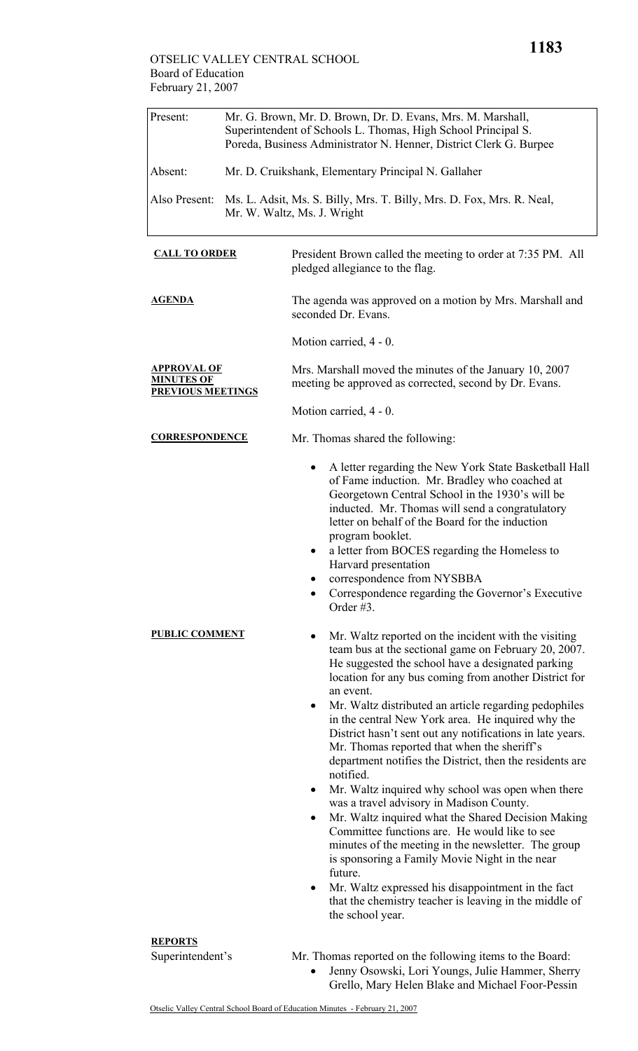OTSELIC VALLEY CENTRAL SCHOOL
Board of Education
February 21, 2007

| | |
|---|---|
| Present: | Mr. G. Brown, Mr. D. Brown, Dr. D. Evans, Mrs. M. Marshall, Superintendent of Schools L. Thomas, High School Principal S. Poreda, Business Administrator N. Henner, District Clerk G. Burpee |
| Absent: | Mr. D. Cruikshank, Elementary Principal N. Gallaher |
| Also Present: | Ms. L. Adsit, Ms. S. Billy, Mrs. T. Billy, Mrs. D. Fox, Mrs. R. Neal, Mr. W. Waltz, Ms. J. Wright |

**CALL TO ORDER**

President Brown called the meeting to order at 7:35 PM. All pledged allegiance to the flag.

**AGENDA**

The agenda was approved on a motion by Mrs. Marshall and seconded Dr. Evans.

Motion carried, 4 - 0.

**APPROVAL OF MINUTES OF PREVIOUS MEETINGS**

Mrs. Marshall moved the minutes of the January 10, 2007 meeting be approved as corrected, second by Dr. Evans.

Motion carried, 4 - 0.

**CORRESPONDENCE**

Mr. Thomas shared the following:

- A letter regarding the New York State Basketball Hall of Fame induction. Mr. Bradley who coached at Georgetown Central School in the 1930's will be inducted. Mr. Thomas will send a congratulatory letter on behalf of the Board for the induction program booklet.
- a letter from BOCES regarding the Homeless to Harvard presentation
- correspondence from NYSBBA
- Correspondence regarding the Governor's Executive Order #3.

**PUBLIC COMMENT**

- Mr. Waltz reported on the incident with the visiting team bus at the sectional game on February 20, 2007. He suggested the school have a designated parking location for any bus coming from another District for an event.
- Mr. Waltz distributed an article regarding pedophiles in the central New York area. He inquired why the District hasn't sent out any notifications in late years. Mr. Thomas reported that when the sheriff's department notifies the District, then the residents are notified.
- Mr. Waltz inquired why school was open when there was a travel advisory in Madison County.
- Mr. Waltz inquired what the Shared Decision Making Committee functions are. He would like to see minutes of the meeting in the newsletter. The group is sponsoring a Family Movie Night in the near future.
- Mr. Waltz expressed his disappointment in the fact that the chemistry teacher is leaving in the middle of the school year.

**REPORTS**

Superintendent's

Mr. Thomas reported on the following items to the Board:

- Jenny Osowski, Lori Youngs, Julie Hammer, Sherry Grello, Mary Helen Blake and Michael Foor-Pessin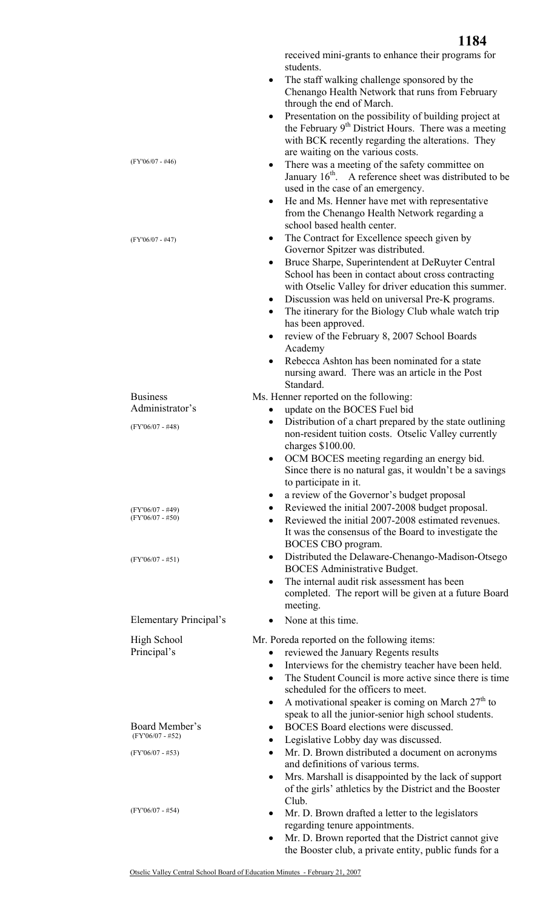received mini-grants to enhance their programs for students.

- The staff walking challenge sponsored by the Chenango Health Network that runs from February through the end of March.
- Presentation on the possibility of building project at the February 9th District Hours. There was a meeting with BCK recently regarding the alterations. They are waiting on the various costs.
- (FY'06/07 - #46) There was a meeting of the safety committee on January 16th. A reference sheet was distributed to be used in the case of an emergency.
- He and Ms. Henner have met with representative from the Chenango Health Network regarding a school based health center.
- (FY'06/07 - #47) The Contract for Excellence speech given by Governor Spitzer was distributed.
- Bruce Sharpe, Superintendent at DeRuyter Central School has been in contact about cross contracting with Otselic Valley for driver education this summer.
- Discussion was held on universal Pre-K programs.
- The itinerary for the Biology Club whale watch trip has been approved.
- review of the February 8, 2007 School Boards Academy
- Rebecca Ashton has been nominated for a state nursing award. There was an article in the Post Standard.

**Business Administrator's**

Ms. Henner reported on the following:

- update on the BOCES Fuel bid
- (FY'06/07 - #48) Distribution of a chart prepared by the state outlining non-resident tuition costs. Otselic Valley currently charges $100.00.
- OCM BOCES meeting regarding an energy bid. Since there is no natural gas, it wouldn't be a savings to participate in it.
- a review of the Governor's budget proposal
- (FY'06/07 - #49) Reviewed the initial 2007-2008 budget proposal.
- (FY'06/07 - #50) Reviewed the initial 2007-2008 estimated revenues. It was the consensus of the Board to investigate the BOCES CBO program.
- (FY'06/07 - #51) Distributed the Delaware-Chenango-Madison-Otsego BOCES Administrative Budget.
- The internal audit risk assessment has been completed. The report will be given at a future Board meeting.

**Elementary Principal's**

- None at this time.

**High School Principal's**

Mr. Poreda reported on the following items:

- reviewed the January Regents results
- Interviews for the chemistry teacher have been held.
- The Student Council is more active since there is time scheduled for the officers to meet.
- A motivational speaker is coming on March 27th to speak to all the junior-senior high school students.

**Board Member's**

- (FY'06/07 - #52) BOCES Board elections were discussed.
- Legislative Lobby day was discussed.
- (FY'06/07 - #53) Mr. D. Brown distributed a document on acronyms and definitions of various terms.
- Mrs. Marshall is disappointed by the lack of support of the girls' athletics by the District and the Booster Club.
- (FY'06/07 - #54) Mr. D. Brown drafted a letter to the legislators regarding tenure appointments.
- Mr. D. Brown reported that the District cannot give the Booster club, a private entity, public funds for a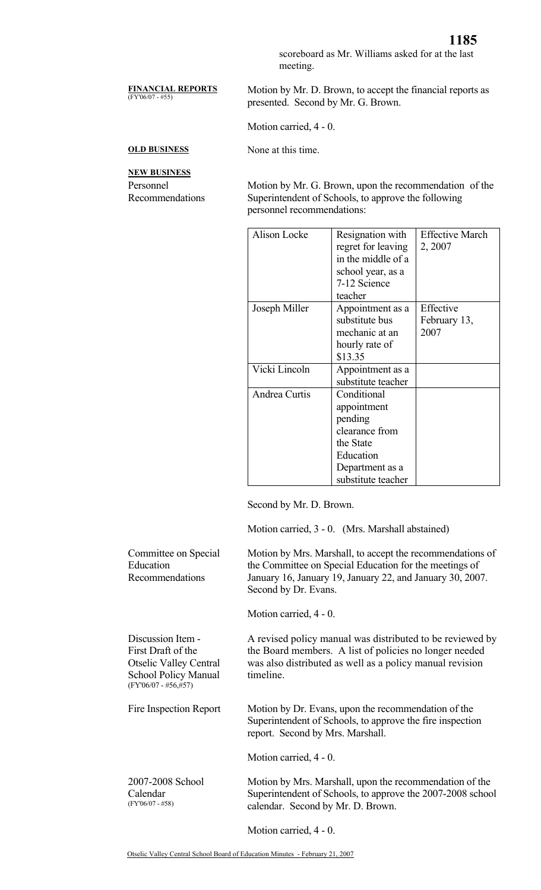scoreboard as Mr. Williams asked for at the last meeting.

**FINANCIAL REPORTS**
(FY'06/07 - #55)

Motion by Mr. D. Brown, to accept the financial reports as presented. Second by Mr. G. Brown.

Motion carried, 4 - 0.

**OLD BUSINESS**

None at this time.

**NEW BUSINESS**

Personnel Recommendations

Motion by Mr. G. Brown, upon the recommendation of the Superintendent of Schools, to approve the following personnel recommendations:

| | | |
|---|---|---|
| Alison Locke | Resignation with regret for leaving in the middle of a school year, as a 7-12 Science teacher | Effective March 2, 2007 |
| Joseph Miller | Appointment as a substitute bus mechanic at an hourly rate of $13.35 | Effective February 13, 2007 |
| Vicki Lincoln | Appointment as a substitute teacher | |
| Andrea Curtis | Conditional appointment pending clearance from the State Education Department as a substitute teacher | |

Second by Mr. D. Brown.

Motion carried, 3 - 0. (Mrs. Marshall abstained)

Committee on Special Education Recommendations

Motion by Mrs. Marshall, to accept the recommendations of the Committee on Special Education for the meetings of January 16, January 19, January 22, and January 30, 2007. Second by Dr. Evans.

Motion carried, 4 - 0.

Discussion Item - First Draft of the Otselic Valley Central School Policy Manual
(FY'06/07 - #56,#57)

A revised policy manual was distributed to be reviewed by the Board members. A list of policies no longer needed was also distributed as well as a policy manual revision timeline.

Fire Inspection Report

Motion by Dr. Evans, upon the recommendation of the Superintendent of Schools, to approve the fire inspection report. Second by Mrs. Marshall.

Motion carried, 4 - 0.

2007-2008 School Calendar
(FY'06/07 - #58)

Motion by Mrs. Marshall, upon the recommendation of the Superintendent of Schools, to approve the 2007-2008 school calendar. Second by Mr. D. Brown.

Motion carried, 4 - 0.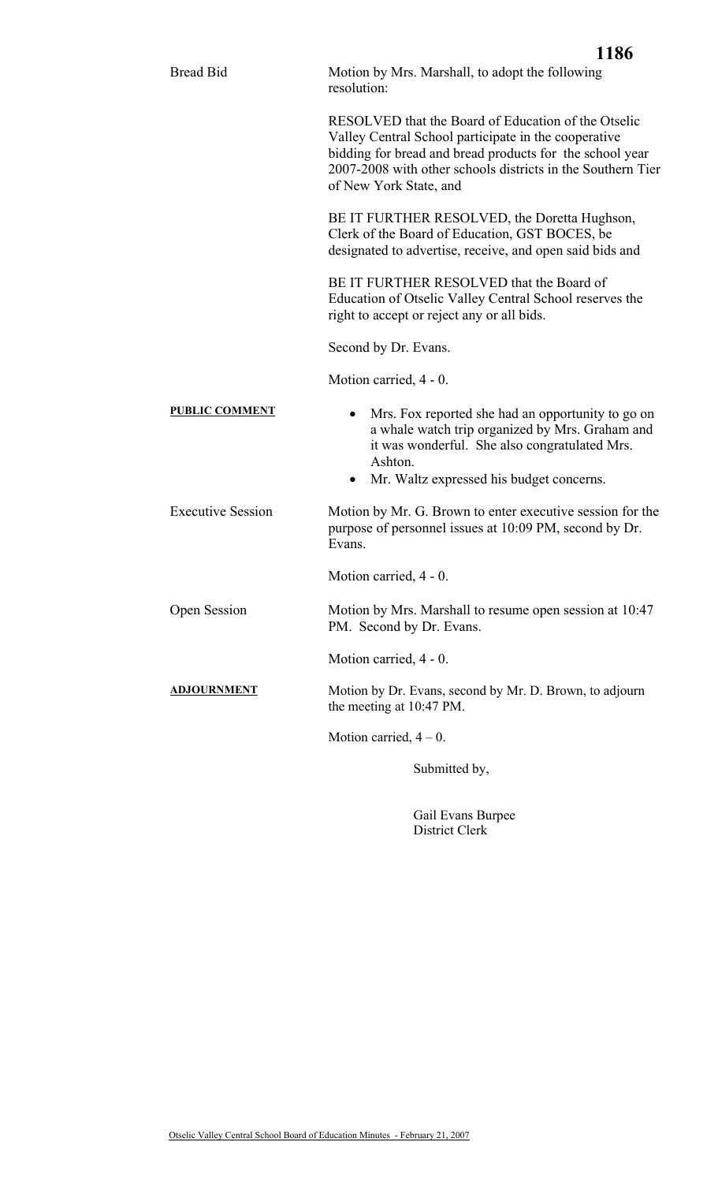**Bread Bid**

Motion by Mrs. Marshall, to adopt the following resolution:

RESOLVED that the Board of Education of the Otselic Valley Central School participate in the cooperative bidding for bread and bread products for the school year 2007-2008 with other schools districts in the Southern Tier of New York State, and

BE IT FURTHER RESOLVED, the Doretta Hughson, Clerk of the Board of Education, GST BOCES, be designated to advertise, receive, and open said bids and

BE IT FURTHER RESOLVED that the Board of Education of Otselic Valley Central School reserves the right to accept or reject any or all bids.

Second by Dr. Evans.

Motion carried, 4 - 0.

**PUBLIC COMMENT**

- Mrs. Fox reported she had an opportunity to go on a whale watch trip organized by Mrs. Graham and it was wonderful. She also congratulated Mrs. Ashton.
- Mr. Waltz expressed his budget concerns.

**Executive Session**

Motion by Mr. G. Brown to enter executive session for the purpose of personnel issues at 10:09 PM, second by Dr. Evans.

Motion carried, 4 - 0.

**Open Session**

Motion by Mrs. Marshall to resume open session at 10:47 PM. Second by Dr. Evans.

Motion carried, 4 - 0.

**ADJOURNMENT**

Motion by Dr. Evans, second by Mr. D. Brown, to adjourn the meeting at 10:47 PM.

Motion carried, 4 – 0.

Submitted by,

Gail Evans Burpee
District Clerk